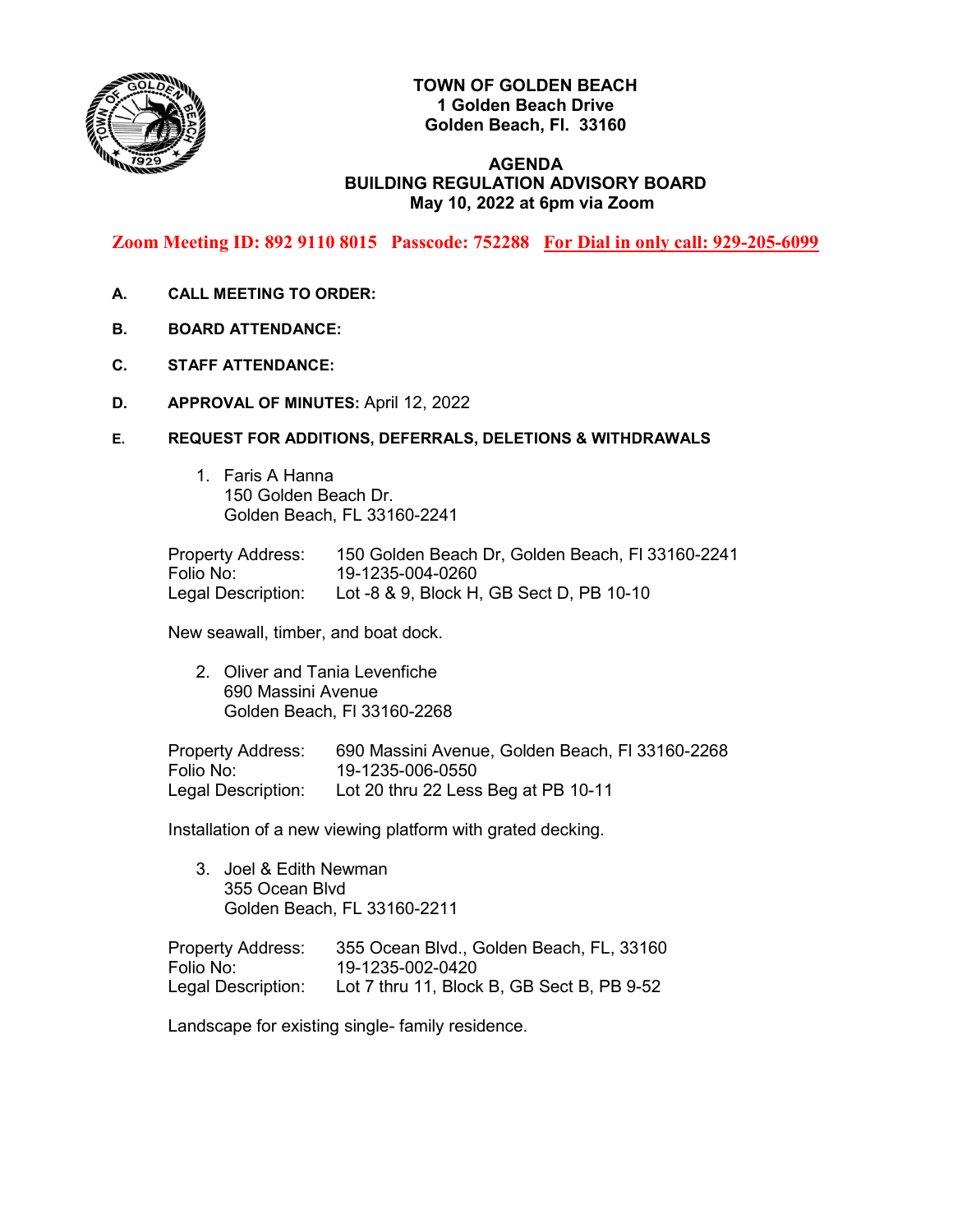# TOWN OF GOLDEN BEACH
**1 Golden Beach Drive**
**Golden Beach, Fl. 33160**

## AGENDA
## BUILDING REGULATION ADVISORY BOARD
**May 10, 2022 at 6pm via Zoom**

**Zoom Meeting ID: 892 9110 8015 Passcode: 752288 For Dial in only call: 929-205-6099**

**A. CALL MEETING TO ORDER:**

**B. BOARD ATTENDANCE:**

**C. STAFF ATTENDANCE:**

**D. APPROVAL OF MINUTES:** April 12, 2022

**E. REQUEST FOR ADDITIONS, DEFERRALS, DELETIONS & WITHDRAWALS**

1. Faris A Hanna
   150 Golden Beach Dr.
   Golden Beach, FL 33160-2241

Property Address: 150 Golden Beach Dr, Golden Beach, Fl 33160-2241
Folio No: 19-1235-004-0260
Legal Description: Lot -8 & 9, Block H, GB Sect D, PB 10-10

New seawall, timber, and boat dock.

2. Oliver and Tania Levenfiche
   690 Massini Avenue
   Golden Beach, Fl 33160-2268

Property Address: 690 Massini Avenue, Golden Beach, Fl 33160-2268
Folio No: 19-1235-006-0550
Legal Description: Lot 20 thru 22 Less Beg at PB 10-11

Installation of a new viewing platform with grated decking.

3. Joel & Edith Newman
   355 Ocean Blvd
   Golden Beach, FL 33160-2211

Property Address: 355 Ocean Blvd., Golden Beach, FL, 33160
Folio No: 19-1235-002-0420
Legal Description: Lot 7 thru 11, Block B, GB Sect B, PB 9-52

Landscape for existing single- family residence.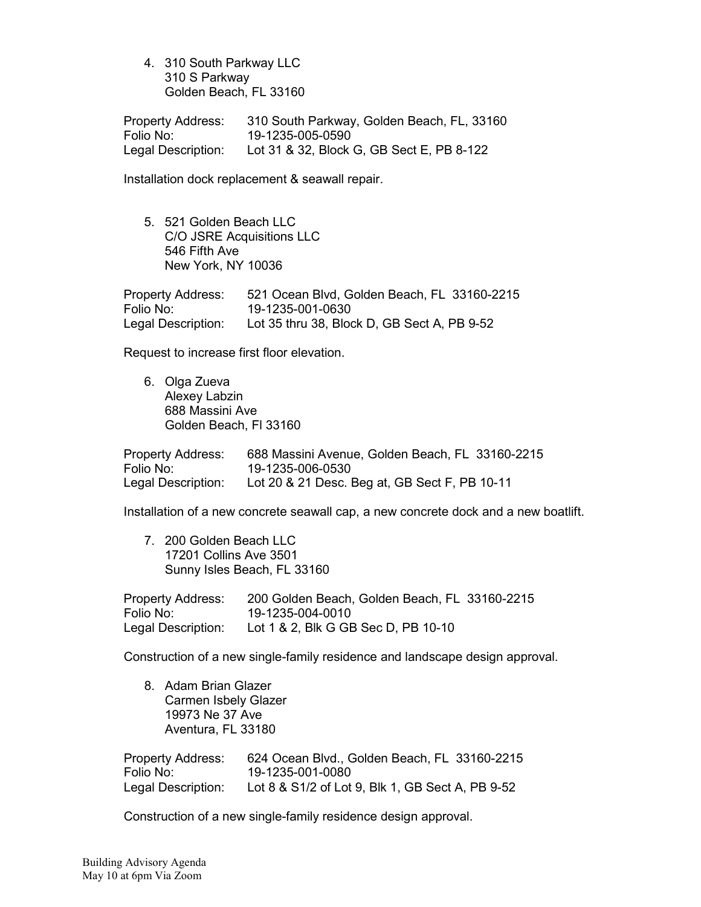4. 310 South Parkway LLC
   310 S Parkway
   Golden Beach, FL 33160

Property Address: 310 South Parkway, Golden Beach, FL, 33160
Folio No: 19-1235-005-0590
Legal Description: Lot 31 & 32, Block G, GB Sect E, PB 8-122

Installation dock replacement & seawall repair.

5. 521 Golden Beach LLC
   C/O JSRE Acquisitions LLC
   546 Fifth Ave
   New York, NY 10036

Property Address: 521 Ocean Blvd, Golden Beach, FL 33160-2215
Folio No: 19-1235-001-0630
Legal Description: Lot 35 thru 38, Block D, GB Sect A, PB 9-52

Request to increase first floor elevation.

6. Olga Zueva
   Alexey Labzin
   688 Massini Ave
   Golden Beach, Fl 33160

Property Address: 688 Massini Avenue, Golden Beach, FL 33160-2215
Folio No: 19-1235-006-0530
Legal Description: Lot 20 & 21 Desc. Beg at, GB Sect F, PB 10-11

Installation of a new concrete seawall cap, a new concrete dock and a new boatlift.

7. 200 Golden Beach LLC
   17201 Collins Ave 3501
   Sunny Isles Beach, FL 33160

Property Address: 200 Golden Beach, Golden Beach, FL 33160-2215
Folio No: 19-1235-004-0010
Legal Description: Lot 1 & 2, Blk G GB Sec D, PB 10-10

Construction of a new single-family residence and landscape design approval.

8. Adam Brian Glazer
   Carmen Isbely Glazer
   19973 Ne 37 Ave
   Aventura, FL 33180

Property Address: 624 Ocean Blvd., Golden Beach, FL 33160-2215
Folio No: 19-1235-001-0080
Legal Description: Lot 8 & S1/2 of Lot 9, Blk 1, GB Sect A, PB 9-52

Construction of a new single-family residence design approval.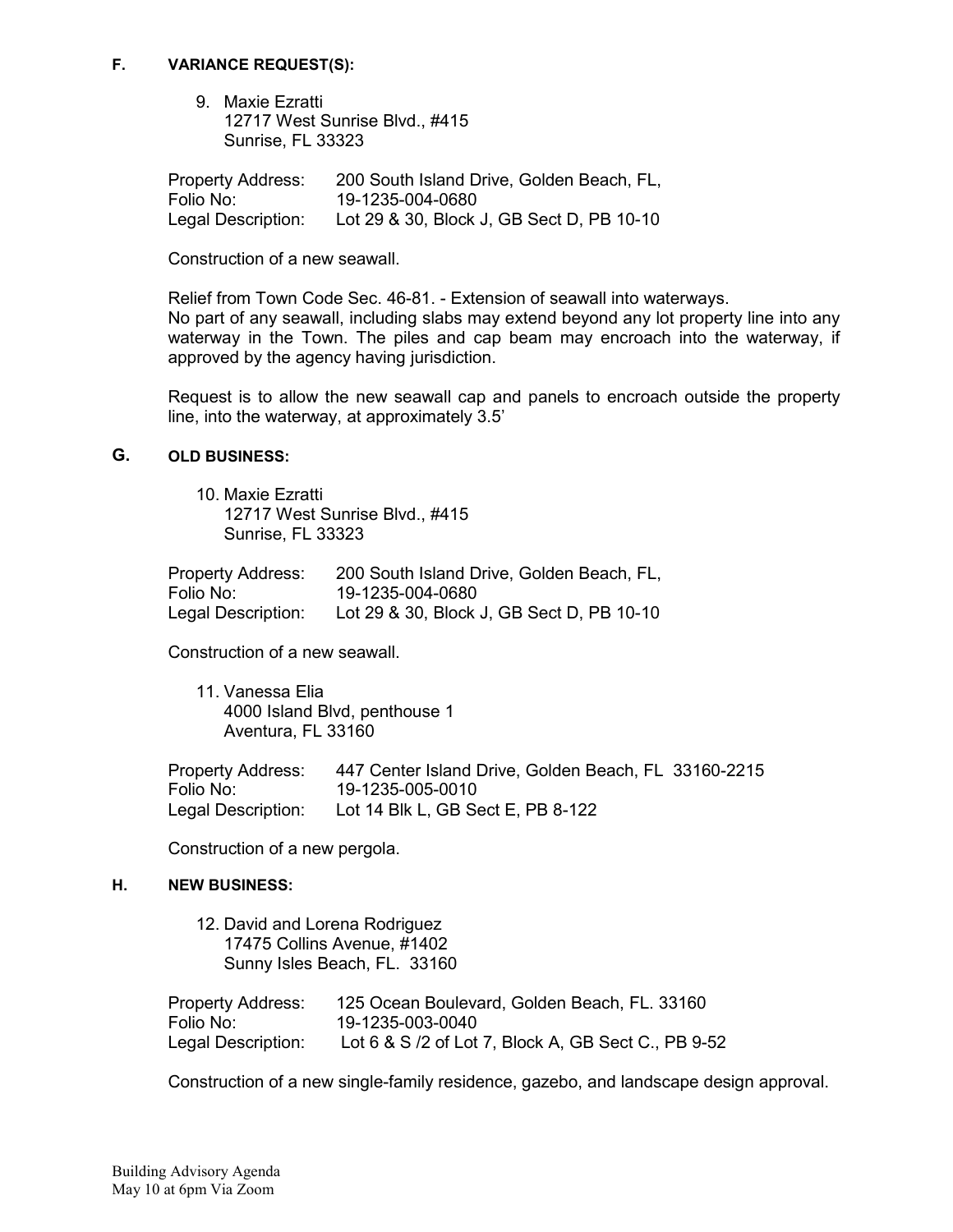## F. VARIANCE REQUEST(S):

9. Maxie Ezratti
   12717 West Sunrise Blvd., #415
   Sunrise, FL 33323

| | |
|---|---|
| Property Address: | 200 South Island Drive, Golden Beach, FL, |
| Folio No: | 19-1235-004-0680 |
| Legal Description: | Lot 29 & 30, Block J, GB Sect D, PB 10-10 |

Construction of a new seawall.

Relief from Town Code Sec. 46-81. - Extension of seawall into waterways.
No part of any seawall, including slabs may extend beyond any lot property line into any waterway in the Town. The piles and cap beam may encroach into the waterway, if approved by the agency having jurisdiction.

Request is to allow the new seawall cap and panels to encroach outside the property line, into the waterway, at approximately 3.5'

## G. OLD BUSINESS:

10. Maxie Ezratti
    12717 West Sunrise Blvd., #415
    Sunrise, FL 33323

| | |
|---|---|
| Property Address: | 200 South Island Drive, Golden Beach, FL, |
| Folio No: | 19-1235-004-0680 |
| Legal Description: | Lot 29 & 30, Block J, GB Sect D, PB 10-10 |

Construction of a new seawall.

11. Vanessa Elia
    4000 Island Blvd, penthouse 1
    Aventura, FL 33160

| | |
|---|---|
| Property Address: | 447 Center Island Drive, Golden Beach, FL 33160-2215 |
| Folio No: | 19-1235-005-0010 |
| Legal Description: | Lot 14 Blk L, GB Sect E, PB 8-122 |

Construction of a new pergola.

## H. NEW BUSINESS:

12. David and Lorena Rodriguez
    17475 Collins Avenue, #1402
    Sunny Isles Beach, FL. 33160

| | |
|---|---|
| Property Address: | 125 Ocean Boulevard, Golden Beach, FL. 33160 |
| Folio No: | 19-1235-003-0040 |
| Legal Description: | Lot 6 & S /2 of Lot 7, Block A, GB Sect C., PB 9-52 |

Construction of a new single-family residence, gazebo, and landscape design approval.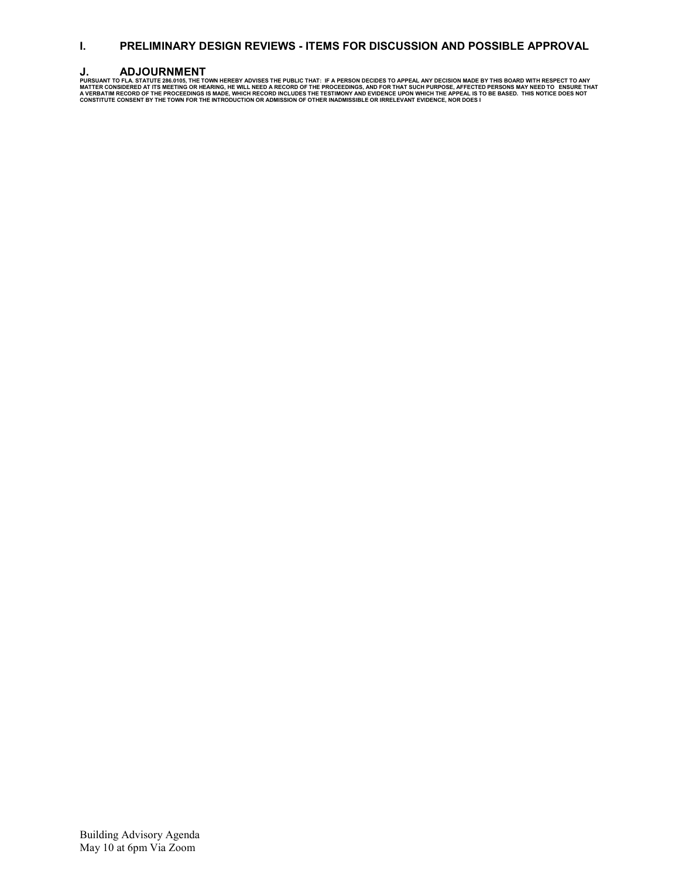## I. PRELIMINARY DESIGN REVIEWS - ITEMS FOR DISCUSSION AND POSSIBLE APPROVAL

## J. ADJOURNMENT

PURSUANT TO FLA. STATUTE 286.0105, THE TOWN HEREBY ADVISES THE PUBLIC THAT: IF A PERSON DECIDES TO APPEAL ANY DECISION MADE BY THIS BOARD WITH RESPECT TO ANY MATTER CONSIDERED AT ITS MEETING OR HEARING, HE WILL NEED A RECORD OF THE PROCEEDINGS, AND FOR THAT SUCH PURPOSE, AFFECTED PERSONS MAY NEED TO ENSURE THAT A VERBATIM RECORD OF THE PROCEEDINGS IS MADE, WHICH RECORD INCLUDES THE TESTIMONY AND EVIDENCE UPON WHICH THE APPEAL IS TO BE BASED. THIS NOTICE DOES NOT CONSTITUTE CONSENT BY THE TOWN FOR THE INTRODUCTION OR ADMISSION OF OTHER INADMISSIBLE OR IRRELEVANT EVIDENCE, NOR DOES I